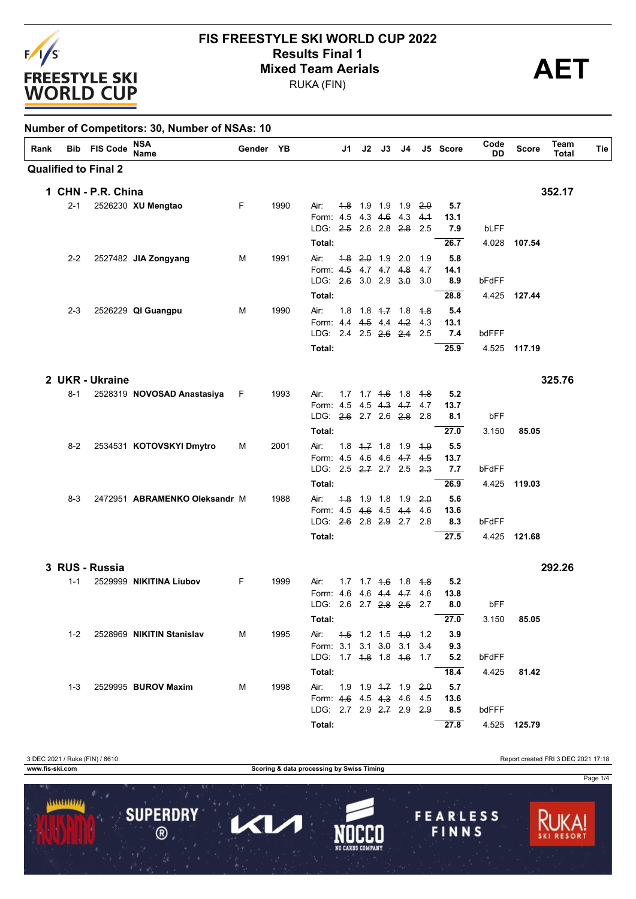# FIS FREESTYLE SKI WORLD CUP 2022

## Results Final 1

## Mixed Team Aerials

RUKA (FIN)

**AET**

**Number of Competitors: 30, Number of NSAs: 10**

| Rank | Bib | FIS Code | NSA Name | Gender | YB | | J1 | J2 | J3 | J4 | J5 | Score | Code DD | Score | Team Total | Tie |
|---|---|---|---|---|---|---|---|---|---|---|---|---|---|---|---|---|
| **Qualified to Final 2** | | | | | | | | | | | | | | | | |
| **1** | | | **CHN - P.R. China** | | | | | | | | | | | | **352.17** | |
| | 2-1 | 2526230 | **XU Mengtao** | F | 1990 | Air: | ~~1.8~~ | 1.9 | 1.9 | 1.9 | ~~2.0~~ | **5.7** | | | | |
| | | | | | | Form: | 4.5 | 4.3 | ~~4.6~~ | 4.3 | ~~4.1~~ | **13.1** | | | | |
| | | | | | | LDG: | ~~2.5~~ | 2.6 | 2.8 | ~~2.8~~ | 2.5 | **7.9** | bLFF | | | |
| | | | | | | **Total:** | | | | | | **26.7** | 4.028 | **107.54** | | |
| | 2-2 | 2527482 | **JIA Zongyang** | M | 1991 | Air: | ~~1.8~~ | ~~2.0~~ | 1.9 | 2.0 | 1.9 | **5.8** | | | | |
| | | | | | | Form: | ~~4.5~~ | 4.7 | 4.7 | ~~4.8~~ | 4.7 | **14.1** | | | | |
| | | | | | | LDG: | ~~2.6~~ | 3.0 | 2.9 | ~~3.0~~ | 3.0 | **8.9** | bFdFF | | | |
| | | | | | | **Total:** | | | | | | **28.8** | 4.425 | **127.44** | | |
| | 2-3 | 2526229 | **QI Guangpu** | M | 1990 | Air: | 1.8 | 1.8 | ~~1.7~~ | 1.8 | ~~1.8~~ | **5.4** | | | | |
| | | | | | | Form: | 4.4 | ~~4.5~~ | 4.4 | ~~4.2~~ | 4.3 | **13.1** | | | | |
| | | | | | | LDG: | 2.4 | 2.5 | ~~2.6~~ | ~~2.4~~ | 2.5 | **7.4** | bdFFF | | | |
| | | | | | | **Total:** | | | | | | **25.9** | 4.525 | **117.19** | | |
| **2** | | | **UKR - Ukraine** | | | | | | | | | | | | **325.76** | |
| | 8-1 | 2528319 | **NOVOSAD Anastasiya** | F | 1993 | Air: | 1.7 | 1.7 | ~~1.6~~ | 1.8 | ~~1.8~~ | **5.2** | | | | |
| | | | | | | Form: | 4.5 | 4.5 | ~~4.3~~ | ~~4.7~~ | 4.7 | **13.7** | | | | |
| | | | | | | LDG: | ~~2.6~~ | 2.7 | 2.6 | ~~2.8~~ | 2.8 | **8.1** | bFF | | | |
| | | | | | | **Total:** | | | | | | **27.0** | 3.150 | **85.05** | | |
| | 8-2 | 2534531 | **KOTOVSKYI Dmytro** | M | 2001 | Air: | 1.8 | ~~1.7~~ | 1.8 | 1.9 | ~~1.9~~ | **5.5** | | | | |
| | | | | | | Form: | 4.5 | 4.6 | 4.6 | ~~4.7~~ | ~~4.5~~ | **13.7** | | | | |
| | | | | | | LDG: | 2.5 | ~~2.7~~ | 2.7 | 2.5 | ~~2.3~~ | **7.7** | bFdFF | | | |
| | | | | | | **Total:** | | | | | | **26.9** | 4.425 | **119.03** | | |
| | 8-3 | 2472951 | **ABRAMENKO Oleksandr** | M | 1988 | Air: | ~~1.8~~ | 1.9 | 1.8 | 1.9 | ~~2.0~~ | **5.6** | | | | |
| | | | | | | Form: | 4.5 | ~~4.6~~ | 4.5 | ~~4.4~~ | 4.6 | **13.6** | | | | |
| | | | | | | LDG: | ~~2.6~~ | 2.8 | ~~2.9~~ | 2.7 | 2.8 | **8.3** | bFdFF | | | |
| | | | | | | **Total:** | | | | | | **27.5** | 4.425 | **121.68** | | |
| **3** | | | **RUS - Russia** | | | | | | | | | | | | **292.26** | |
| | 1-1 | 2529999 | **NIKITINA Liubov** | F | 1999 | Air: | 1.7 | 1.7 | ~~1.6~~ | 1.8 | ~~1.8~~ | **5.2** | | | | |
| | | | | | | Form: | 4.6 | 4.6 | ~~4.4~~ | ~~4.7~~ | 4.6 | **13.8** | | | | |
| | | | | | | LDG: | 2.6 | 2.7 | ~~2.8~~ | ~~2.5~~ | 2.7 | **8.0** | bFF | | | |
| | | | | | | **Total:** | | | | | | **27.0** | 3.150 | **85.05** | | |
| | 1-2 | 2528969 | **NIKITIN Stanislav** | M | 1995 | Air: | ~~1.5~~ | 1.2 | 1.5 | ~~1.0~~ | 1.2 | **3.9** | | | | |
| | | | | | | Form: | 3.1 | 3.1 | ~~3.0~~ | 3.1 | ~~3.4~~ | **9.3** | | | | |
| | | | | | | LDG: | 1.7 | ~~1.8~~ | 1.8 | ~~1.6~~ | 1.7 | **5.2** | bFdFF | | | |
| | | | | | | **Total:** | | | | | | **18.4** | 4.425 | **81.42** | | |
| | 1-3 | 2529995 | **BUROV Maxim** | M | 1998 | Air: | 1.9 | 1.9 | ~~1.7~~ | 1.9 | ~~2.0~~ | **5.7** | | | | |
| | | | | | | Form: | ~~4.6~~ | 4.5 | ~~4.3~~ | 4.6 | 4.5 | **13.6** | | | | |
| | | | | | | LDG: | 2.7 | 2.9 | ~~2.7~~ | 2.9 | ~~2.9~~ | **8.5** | bdFFF | | | |
| | | | | | | **Total:** | | | | | | **27.8** | 4.525 | **125.79** | | |

3 DEC 2021 / Ruka (FIN) / 8610 — Report created FRI 3 DEC 2021 17:18

www.fis-ski.com — Scoring & data processing by Swiss Timing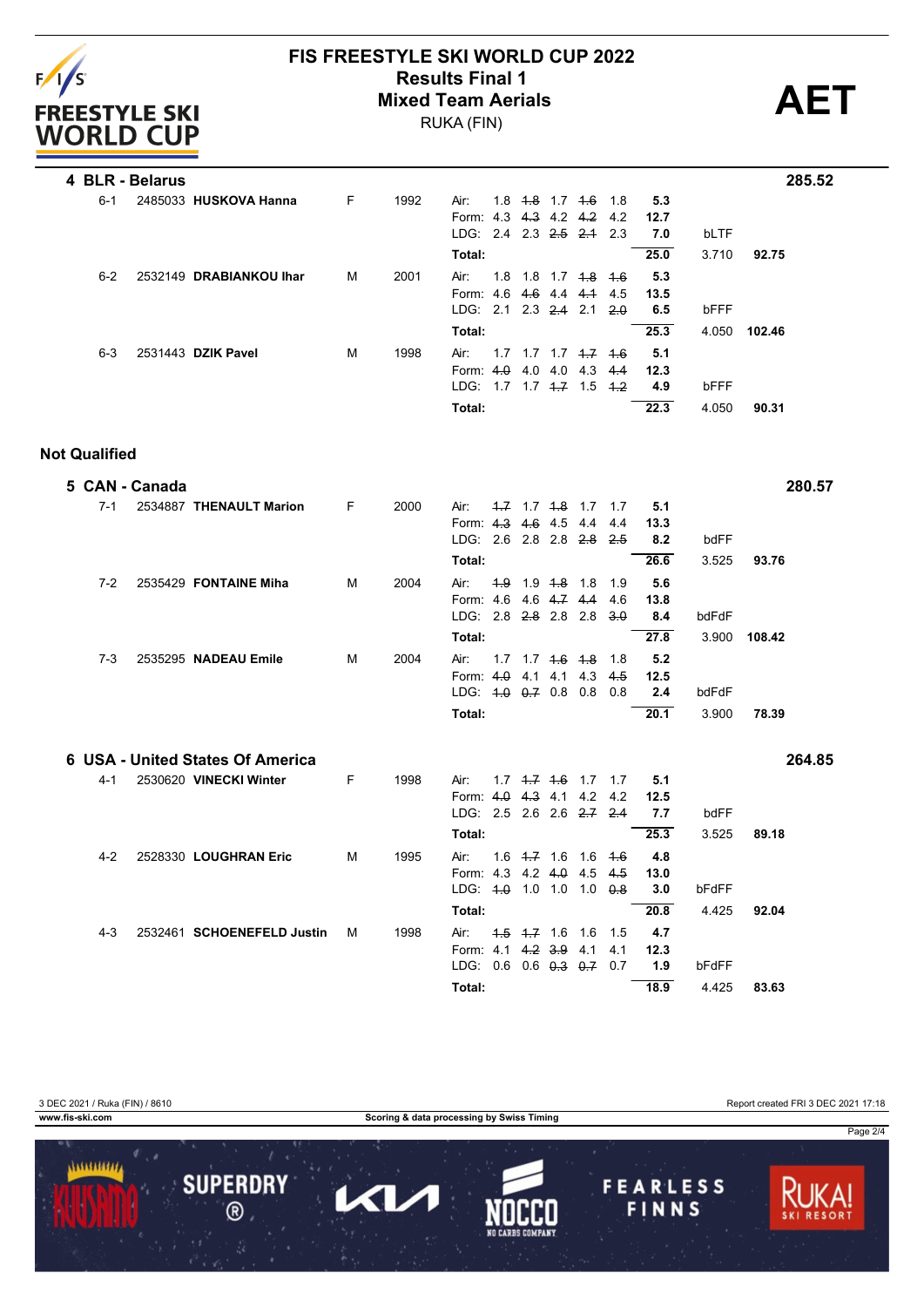# FIS FREESTYLE SKI WORLD CUP 2022
## Results Final 1
## Mixed Team Aerials
RUKA (FIN)

**AET**

**4 BLR - Belarus** **285.52**

| | | | | | | | | | |
|---|---|---|---|---|---|---|---|---|---|
| 6-1 | 2485033 | **HUSKOVA Hanna** | F | 1992 | Air: 1.8 ~~1.8~~ 1.7 ~~1.6~~ 1.8 | **5.3** | | | |
| | | | | | Form: 4.3 ~~4.3~~ 4.2 ~~4.2~~ 4.2 | **12.7** | | | |
| | | | | | LDG: 2.4 2.3 ~~2.5~~ ~~2.1~~ 2.3 | **7.0** | bLTF | | |
| | | | | | **Total:** | **25.0** | | 3.710 | **92.75** |
| 6-2 | 2532149 | **DRABIANKOU Ihar** | M | 2001 | Air: 1.8 1.8 1.7 ~~1.8~~ ~~1.6~~ | **5.3** | | | |
| | | | | | Form: 4.6 ~~4.6~~ 4.4 ~~4.1~~ 4.5 | **13.5** | | | |
| | | | | | LDG: 2.1 2.3 ~~2.4~~ 2.1 ~~2.0~~ | **6.5** | bFFF | | |
| | | | | | **Total:** | **25.3** | | 4.050 | **102.46** |
| 6-3 | 2531443 | **DZIK Pavel** | M | 1998 | Air: 1.7 1.7 1.7 ~~1.7~~ ~~1.6~~ | **5.1** | | | |
| | | | | | Form: ~~4.0~~ 4.0 4.0 4.3 ~~4.4~~ | **12.3** | | | |
| | | | | | LDG: 1.7 1.7 ~~1.7~~ 1.5 ~~1.2~~ | **4.9** | bFFF | | |
| | | | | | **Total:** | **22.3** | | 4.050 | **90.31** |

**Not Qualified**

**5 CAN - Canada** **280.57**

| | | | | | | | | | |
|---|---|---|---|---|---|---|---|---|---|
| 7-1 | 2534887 | **THENAULT Marion** | F | 2000 | Air: ~~1.7~~ 1.7 ~~1.8~~ 1.7 1.7 | **5.1** | | | |
| | | | | | Form: ~~4.3~~ ~~4.6~~ 4.5 4.4 4.4 | **13.3** | | | |
| | | | | | LDG: 2.6 2.8 2.8 ~~2.8~~ ~~2.5~~ | **8.2** | bdFF | | |
| | | | | | **Total:** | **26.6** | | 3.525 | **93.76** |
| 7-2 | 2535429 | **FONTAINE Miha** | M | 2004 | Air: ~~1.9~~ 1.9 ~~1.8~~ 1.8 1.9 | **5.6** | | | |
| | | | | | Form: 4.6 4.6 ~~4.7~~ ~~4.4~~ 4.6 | **13.8** | | | |
| | | | | | LDG: 2.8 ~~2.8~~ 2.8 2.8 ~~3.0~~ | **8.4** | bdFdF | | |
| | | | | | **Total:** | **27.8** | | 3.900 | **108.42** |
| 7-3 | 2535295 | **NADEAU Emile** | M | 2004 | Air: 1.7 1.7 ~~1.6~~ ~~1.8~~ 1.8 | **5.2** | | | |
| | | | | | Form: ~~4.0~~ 4.1 4.1 4.3 ~~4.5~~ | **12.5** | | | |
| | | | | | LDG: ~~1.0~~ ~~0.7~~ 0.8 0.8 0.8 | **2.4** | bdFdF | | |
| | | | | | **Total:** | **20.1** | | 3.900 | **78.39** |

**6 USA - United States Of America** **264.85**

| | | | | | | | | | |
|---|---|---|---|---|---|---|---|---|---|
| 4-1 | 2530620 | **VINECKI Winter** | F | 1998 | Air: 1.7 ~~1.7~~ ~~1.6~~ 1.7 1.7 | **5.1** | | | |
| | | | | | Form: ~~4.0~~ ~~4.3~~ 4.1 4.2 4.2 | **12.5** | | | |
| | | | | | LDG: 2.5 2.6 2.6 ~~2.7~~ ~~2.4~~ | **7.7** | bdFF | | |
| | | | | | **Total:** | **25.3** | | 3.525 | **89.18** |
| 4-2 | 2528330 | **LOUGHRAN Eric** | M | 1995 | Air: 1.6 ~~1.7~~ 1.6 1.6 ~~1.6~~ | **4.8** | | | |
| | | | | | Form: 4.3 4.2 ~~4.0~~ 4.5 ~~4.5~~ | **13.0** | | | |
| | | | | | LDG: ~~1.0~~ 1.0 1.0 1.0 ~~0.8~~ | **3.0** | bFdFF | | |
| | | | | | **Total:** | **20.8** | | 4.425 | **92.04** |
| 4-3 | 2532461 | **SCHOENEFELD Justin** | M | 1998 | Air: ~~1.5~~ ~~1.7~~ 1.6 1.6 1.5 | **4.7** | | | |
| | | | | | Form: 4.1 ~~4.2~~ ~~3.9~~ 4.1 4.1 | **12.3** | | | |
| | | | | | LDG: 0.6 0.6 ~~0.3~~ ~~0.7~~ 0.7 | **1.9** | bFdFF | | |
| | | | | | **Total:** | **18.9** | | 4.425 | **83.63** |

3 DEC 2021 / Ruka (FIN) / 8610 — Report created FRI 3 DEC 2021 17:18

www.fis-ski.com — Scoring & data processing by Swiss Timing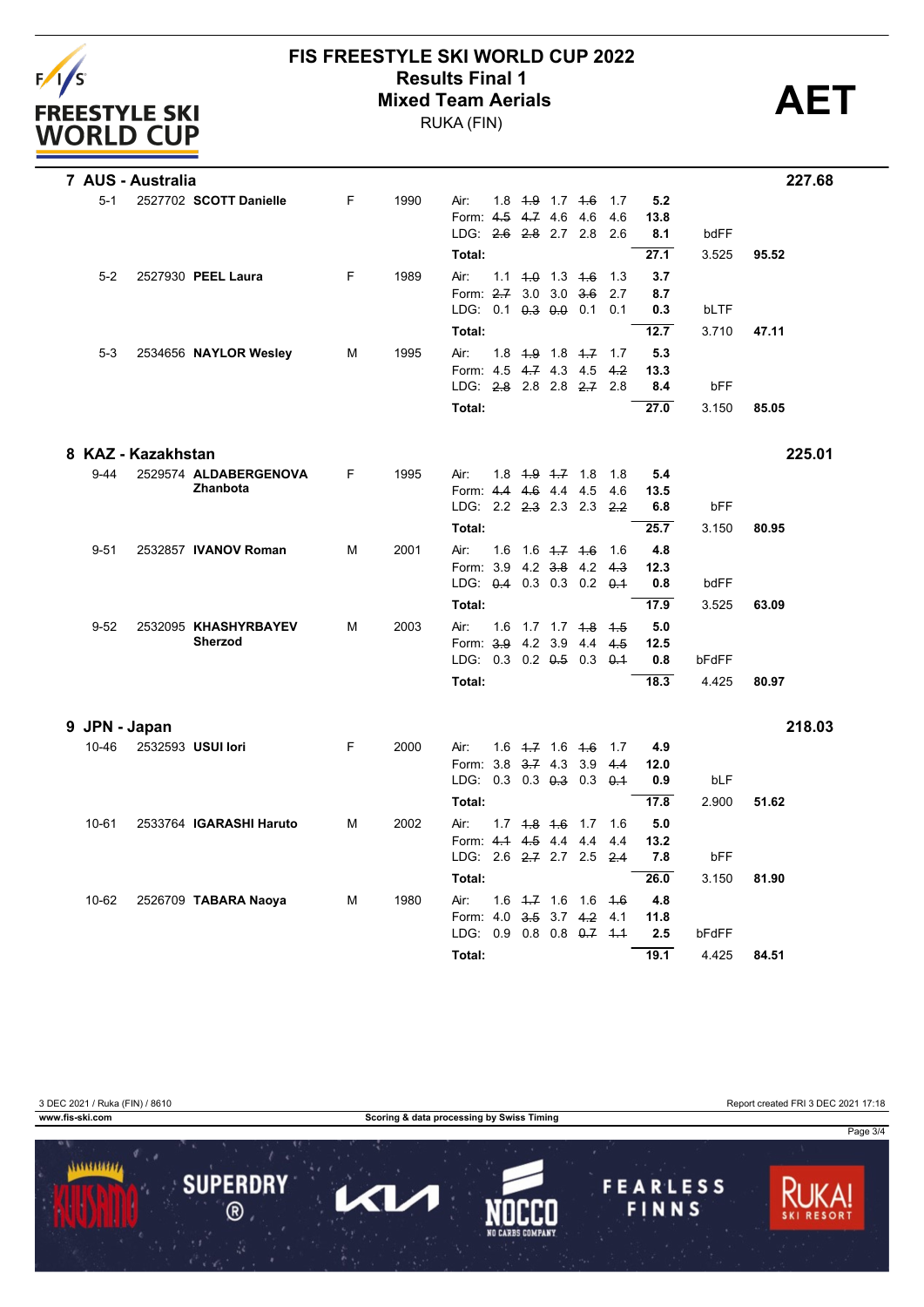# FIS FREESTYLE SKI WORLD CUP 2022

## Results Final 1

## Mixed Team Aerials

RUKA (FIN)

**AET**

| Bib | FIS Code | Name | Gender | YB | | J1 | J2 | J3 | J4 | J5 | Score | Code | DD | Points |
|---|---|---|---|---|---|---|---|---|---|---|---|---|---|---|
| **7 AUS - Australia** | | | | | | | | | | | | | | **227.68** |
| 5-1 | 2527702 | **SCOTT Danielle** | F | 1990 | Air: | 1.8 | ~~1.9~~ | 1.7 | ~~1.6~~ | 1.7 | **5.2** | | | |
| | | | | | Form: | ~~4.5~~ | ~~4.7~~ | 4.6 | 4.6 | 4.6 | **13.8** | | | |
| | | | | | LDG: | ~~2.6~~ | ~~2.8~~ | 2.7 | 2.8 | 2.6 | **8.1** | bdFF | | |
| | | | | | **Total:** | | | | | | **27.1** | | 3.525 | **95.52** |
| 5-2 | 2527930 | **PEEL Laura** | F | 1989 | Air: | 1.1 | ~~1.0~~ | 1.3 | ~~1.6~~ | 1.3 | **3.7** | | | |
| | | | | | Form: | ~~2.7~~ | 3.0 | 3.0 | ~~3.6~~ | 2.7 | **8.7** | | | |
| | | | | | LDG: | 0.1 | ~~0.3~~ | ~~0.0~~ | 0.1 | 0.1 | **0.3** | bLTF | | |
| | | | | | **Total:** | | | | | | **12.7** | | 3.710 | **47.11** |
| 5-3 | 2534656 | **NAYLOR Wesley** | M | 1995 | Air: | 1.8 | ~~1.9~~ | 1.8 | ~~1.7~~ | 1.7 | **5.3** | | | |
| | | | | | Form: | 4.5 | ~~4.7~~ | 4.3 | 4.5 | ~~4.2~~ | **13.3** | | | |
| | | | | | LDG: | ~~2.8~~ | 2.8 | 2.8 | ~~2.7~~ | 2.8 | **8.4** | bFF | | |
| | | | | | **Total:** | | | | | | **27.0** | | 3.150 | **85.05** |
| **8 KAZ - Kazakhstan** | | | | | | | | | | | | | | **225.01** |
| 9-44 | 2529574 | **ALDABERGENOVA Zhanbota** | F | 1995 | Air: | 1.8 | ~~1.9~~ | ~~1.7~~ | 1.8 | 1.8 | **5.4** | | | |
| | | | | | Form: | ~~4.4~~ | ~~4.6~~ | 4.4 | 4.5 | 4.6 | **13.5** | | | |
| | | | | | LDG: | 2.2 | ~~2.3~~ | 2.3 | 2.3 | ~~2.2~~ | **6.8** | bFF | | |
| | | | | | **Total:** | | | | | | **25.7** | | 3.150 | **80.95** |
| 9-51 | 2532857 | **IVANOV Roman** | M | 2001 | Air: | 1.6 | 1.6 | ~~1.7~~ | ~~1.6~~ | 1.6 | **4.8** | | | |
| | | | | | Form: | 3.9 | 4.2 | ~~3.8~~ | 4.2 | ~~4.3~~ | **12.3** | | | |
| | | | | | LDG: | ~~0.4~~ | 0.3 | 0.3 | 0.2 | ~~0.1~~ | **0.8** | bdFF | | |
| | | | | | **Total:** | | | | | | **17.9** | | 3.525 | **63.09** |
| 9-52 | 2532095 | **KHASHYRBAYEV Sherzod** | M | 2003 | Air: | 1.6 | 1.7 | 1.7 | ~~1.8~~ | ~~1.5~~ | **5.0** | | | |
| | | | | | Form: | ~~3.9~~ | 4.2 | 3.9 | 4.4 | ~~4.5~~ | **12.5** | | | |
| | | | | | LDG: | 0.3 | 0.2 | ~~0.5~~ | 0.3 | ~~0.1~~ | **0.8** | bFdFF | | |
| | | | | | **Total:** | | | | | | **18.3** | | 4.425 | **80.97** |
| **9 JPN - Japan** | | | | | | | | | | | | | | **218.03** |
| 10-46 | 2532593 | **USUI Iori** | F | 2000 | Air: | 1.6 | ~~1.7~~ | 1.6 | ~~1.6~~ | 1.7 | **4.9** | | | |
| | | | | | Form: | 3.8 | ~~3.7~~ | 4.3 | 3.9 | ~~4.4~~ | **12.0** | | | |
| | | | | | LDG: | 0.3 | 0.3 | ~~0.3~~ | 0.3 | ~~0.1~~ | **0.9** | bLF | | |
| | | | | | **Total:** | | | | | | **17.8** | | 2.900 | **51.62** |
| 10-61 | 2533764 | **IGARASHI Haruto** | M | 2002 | Air: | 1.7 | ~~1.8~~ | ~~1.6~~ | 1.7 | 1.6 | **5.0** | | | |
| | | | | | Form: | ~~4.1~~ | ~~4.5~~ | 4.4 | 4.4 | 4.4 | **13.2** | | | |
| | | | | | LDG: | 2.6 | ~~2.7~~ | 2.7 | 2.5 | ~~2.4~~ | **7.8** | bFF | | |
| | | | | | **Total:** | | | | | | **26.0** | | 3.150 | **81.90** |
| 10-62 | 2526709 | **TABARA Naoya** | M | 1980 | Air: | 1.6 | ~~1.7~~ | 1.6 | 1.6 | ~~1.6~~ | **4.8** | | | |
| | | | | | Form: | 4.0 | ~~3.5~~ | 3.7 | ~~4.2~~ | 4.1 | **11.8** | | | |
| | | | | | LDG: | 0.9 | 0.8 | 0.8 | ~~0.7~~ | ~~1.1~~ | **2.5** | bFdFF | | |
| | | | | | **Total:** | | | | | | **19.1** | | 4.425 | **84.51** |

3 DEC 2021 / Ruka (FIN) / 8610 — Report created FRI 3 DEC 2021 17:18

www.fis-ski.com — Scoring & data processing by Swiss Timing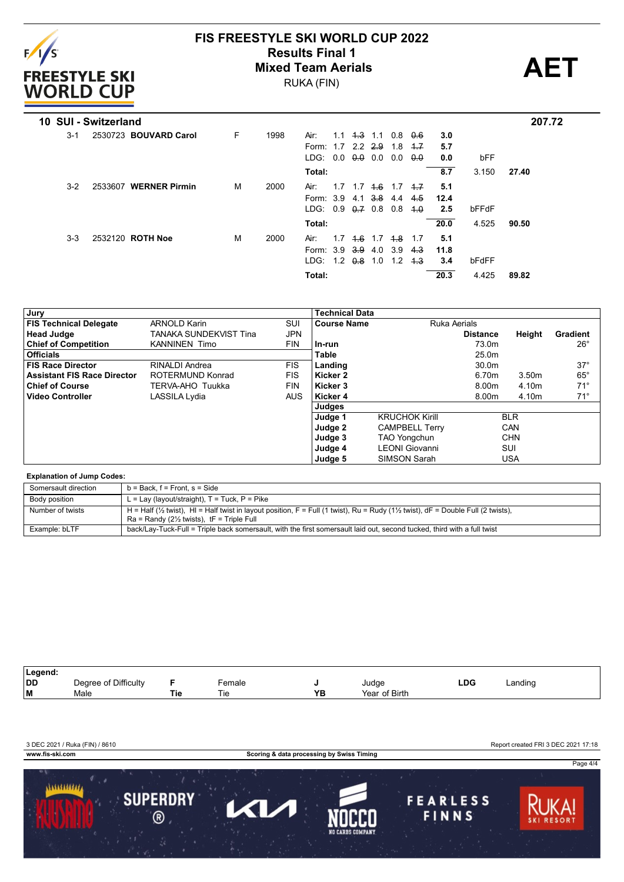# FIS FREESTYLE SKI WORLD CUP 2022
## Results Final 1
## Mixed Team Aerials
RUKA (FIN)

AET

| | | | | | | | | | |
|---|---|---|---|---|---|---|---|---|---|
| **10** | **SUI - Switzerland** | | | | | | | | **207.72** |
| 3-1 | 2530723 **BOUVARD Carol** | F | 1998 | Air: | 1.1 ~~1.3~~ 1.1 0.8 ~~0.6~~ | **3.0** | | | |
| | | | | Form: | 1.7 2.2 ~~2.9~~ 1.8 ~~1.7~~ | **5.7** | | | |
| | | | | LDG: | 0.0 ~~0.0~~ 0.0 0.0 ~~0.0~~ | **0.0** | bFF | | |
| | | | | **Total:** | | **8.7** | 3.150 | **27.40** | |
| 3-2 | 2533607 **WERNER Pirmin** | M | 2000 | Air: | 1.7 1.7 ~~1.6~~ 1.7 ~~1.7~~ | **5.1** | | | |
| | | | | Form: | 3.9 4.1 ~~3.8~~ 4.4 ~~4.5~~ | **12.4** | | | |
| | | | | LDG: | 0.9 ~~0.7~~ 0.8 0.8 ~~1.0~~ | **2.5** | bFFdF | | |
| | | | | **Total:** | | **20.0** | 4.525 | **90.50** | |
| 3-3 | 2532120 **ROTH Noe** | M | 2000 | Air: | 1.7 ~~1.6~~ 1.7 ~~1.8~~ 1.7 | **5.1** | | | |
| | | | | Form: | 3.9 ~~3.9~~ 4.0 3.9 ~~4.3~~ | **11.8** | | | |
| | | | | LDG: | 1.2 ~~0.8~~ 1.0 1.2 ~~1.3~~ | **3.4** | bFdFF | | |
| | | | | **Total:** | | **20.3** | 4.425 | **89.82** | |

| Jury | | |
|---|---|---|
| **FIS Technical Delegate** | ARNOLD Karin | SUI |
| **Head Judge** | TANAKA SUNDEKVIST Tina | JPN |
| **Chief of Competition** | KANNINEN Timo | FIN |
| **Officials** | | |
| **FIS Race Director** | RINALDI Andrea | FIS |
| **Assistant FIS Race Director** | ROTERMUND Konrad | FIS |
| **Chief of Course** | TERVA-AHO Tuukka | FIN |
| **Video Controller** | LASSILA Lydia | AUS |

| Technical Data | | | | |
|---|---|---|---|---|
| **Course Name** | Ruka Aerials | | | |
| | | **Distance** | **Height** | **Gradient** |
| **In-run** | | 73.0m | | 26° |
| **Table** | | 25.0m | | |
| **Landing** | | 30.0m | | 37° |
| **Kicker 2** | | 6.70m | 3.50m | 65° |
| **Kicker 3** | | 8.00m | 4.10m | 71° |
| **Kicker 4** | | 8.00m | 4.10m | 71° |

| Judges | | |
|---|---|---|
| **Judge 1** | KRUCHOK Kirill | BLR |
| **Judge 2** | CAMPBELL Terry | CAN |
| **Judge 3** | TAO Yongchun | CHN |
| **Judge 4** | LEONI Giovanni | SUI |
| **Judge 5** | SIMSON Sarah | USA |

**Explanation of Jump Codes:**

| | |
|---|---|
| Somersault direction | b = Back, f = Front, s = Side |
| Body position | L = Lay (layout/straight), T = Tuck, P = Pike |
| Number of twists | H = Half (½ twist), Hl = Half twist in layout position, F = Full (1 twist), Ru = Rudy (1½ twist), dF = Double Full (2 twists), Ra = Randy (2½ twists), tF = Triple Full |
| Example: bLTF | back/Lay-Tuck-Full = Triple back somersault, with the first somersault laid out, second tucked, third with a full twist |

| Legend: | | | | | | | |
|---|---|---|---|---|---|---|---|
| **DD** | Degree of Difficulty | **F** | Female | **J** | Judge | **LDG** | Landing |
| **M** | Male | **Tie** | Tie | **YB** | Year of Birth | | |

3 DEC 2021 / Ruka (FIN) / 8610

Report created FRI 3 DEC 2021 17:18

www.fis-ski.com

Scoring & data processing by Swiss Timing